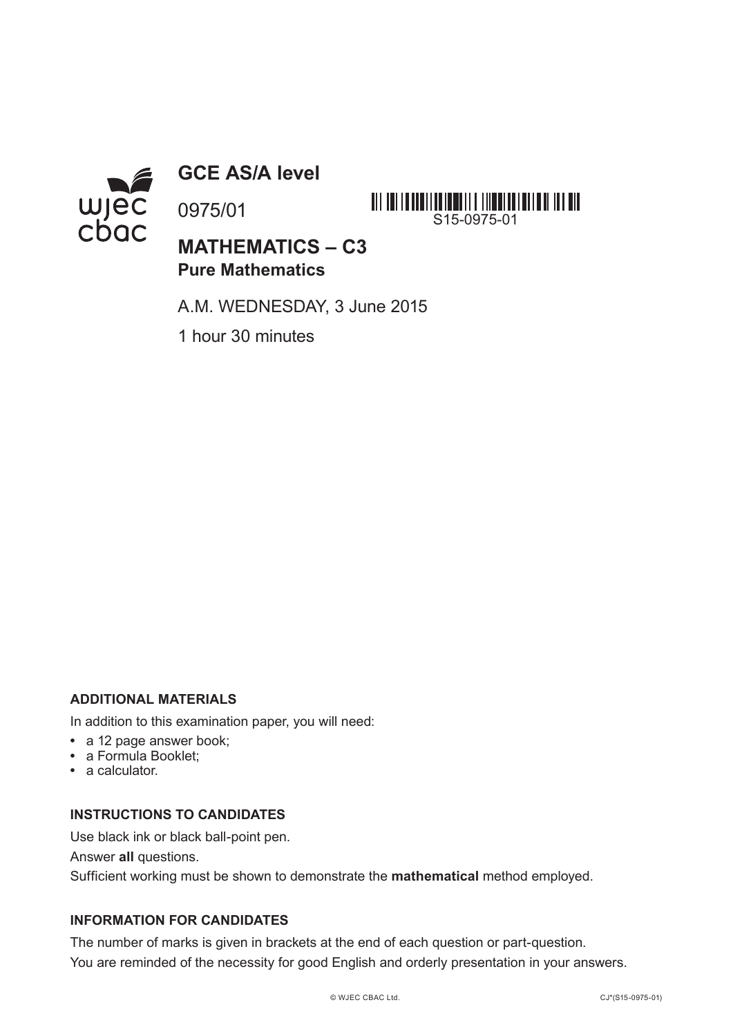# GCE AS/A level

0975/01

S15-0975-01

## MATHEMATICS – C3
**Pure Mathematics**

A.M. WEDNESDAY, 3 June 2015

1 hour 30 minutes

**ADDITIONAL MATERIALS**

In addition to this examination paper, you will need:

- a 12 page answer book;
- a Formula Booklet;
- a calculator.

**INSTRUCTIONS TO CANDIDATES**

Use black ink or black ball-point pen.

Answer **all** questions.

Sufficient working must be shown to demonstrate the **mathematical** method employed.

**INFORMATION FOR CANDIDATES**

The number of marks is given in brackets at the end of each question or part-question.

You are reminded of the necessity for good English and orderly presentation in your answers.

© WJEC CBAC Ltd. CJ*(S15-0975-01)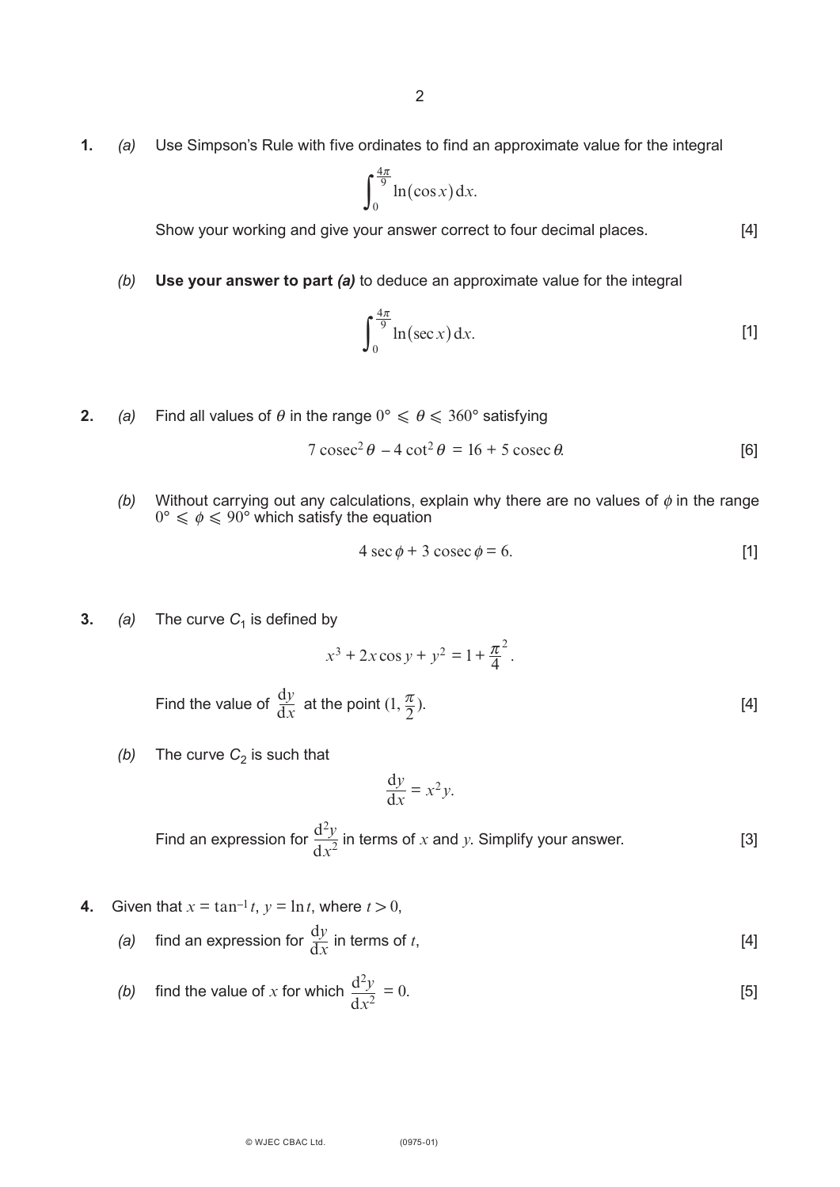**1.** *(a)* Use Simpson's Rule with five ordinates to find an approximate value for the integral

$$\int_0^{\frac{4\pi}{9}} \ln(\cos x)\,\mathrm{d}x.$$

Show your working and give your answer correct to four decimal places. [4]

*(b)* **Use your answer to part *(a)*** to deduce an approximate value for the integral

$$\int_0^{\frac{4\pi}{9}} \ln(\sec x)\,\mathrm{d}x. \quad [1]$$

**2.** *(a)* Find all values of $\theta$ in the range $0° \leqslant \theta \leqslant 360°$ satisfying

$$7\,\mathrm{cosec}^2\,\theta - 4\cot^2\theta = 16 + 5\,\mathrm{cosec}\,\theta. \quad [6]$$

*(b)* Without carrying out any calculations, explain why there are no values of $\phi$ in the range $0° \leqslant \phi \leqslant 90°$ which satisfy the equation

$$4\sec\phi + 3\,\mathrm{cosec}\,\phi = 6. \quad [1]$$

**3.** *(a)* The curve $C_1$ is defined by

$$x^3 + 2x\cos y + y^2 = 1 + \frac{\pi^2}{4}.$$

Find the value of $\dfrac{\mathrm{d}y}{\mathrm{d}x}$ at the point $(1, \frac{\pi}{2})$. [4]

*(b)* The curve $C_2$ is such that

$$\frac{\mathrm{d}y}{\mathrm{d}x} = x^2 y.$$

Find an expression for $\dfrac{\mathrm{d}^2y}{\mathrm{d}x^2}$ in terms of $x$ and $y$. Simplify your answer. [3]

**4.** Given that $x = \tan^{-1} t$, $y = \ln t$, where $t > 0$,

*(a)* find an expression for $\dfrac{\mathrm{d}y}{\mathrm{d}x}$ in terms of $t$, [4]

*(b)* find the value of $x$ for which $\dfrac{\mathrm{d}^2y}{\mathrm{d}x^2} = 0.$ [5]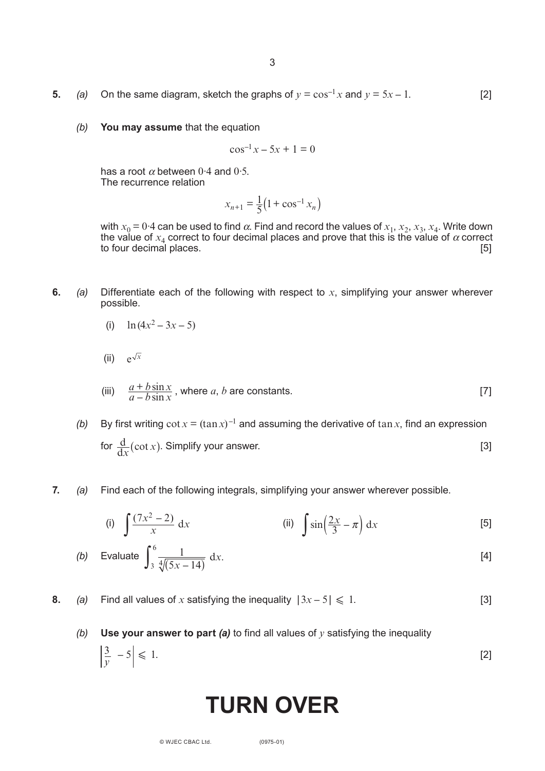**5.** *(a)* On the same diagram, sketch the graphs of $y = \cos^{-1} x$ and $y = 5x - 1$. [2]

*(b)* **You may assume** that the equation

$$\cos^{-1} x - 5x + 1 = 0$$

has a root $\alpha$ between $0{\cdot}4$ and $0{\cdot}5$.
The recurrence relation

$$x_{n+1} = \frac{1}{5}\left(1 + \cos^{-1} x_n\right)$$

with $x_0 = 0{\cdot}4$ can be used to find $\alpha$. Find and record the values of $x_1$, $x_2$, $x_3$, $x_4$. Write down the value of $x_4$ correct to four decimal places and prove that this is the value of $\alpha$ correct to four decimal places. [5]

**6.** *(a)* Differentiate each of the following with respect to $x$, simplifying your answer wherever possible.

(i) $\ln(4x^2 - 3x - 5)$

(ii) $e^{\sqrt{x}}$

(iii) $\dfrac{a + b\sin x}{a - b\sin x}$, where $a$, $b$ are constants. [7]

*(b)* By first writing $\cot x = (\tan x)^{-1}$ and assuming the derivative of $\tan x$, find an expression for $\dfrac{d}{dx}(\cot x)$. Simplify your answer. [3]

**7.** *(a)* Find each of the following integrals, simplifying your answer wherever possible.

(i) $\displaystyle\int \frac{(7x^2 - 2)}{x}\, dx$ (ii) $\displaystyle\int \sin\left(\frac{2x}{3} - \pi\right) dx$ [5]

*(b)* Evaluate $\displaystyle\int_3^6 \frac{1}{\sqrt[4]{(5x - 14)}}\, dx$. [4]

**8.** *(a)* Find all values of $x$ satisfying the inequality $|3x - 5| \leqslant 1$. [3]

*(b)* **Use your answer to part *(a)*** to find all values of $y$ satisfying the inequality

$$\left|\frac{3}{y} - 5\right| \leqslant 1.$$ [2]

# TURN OVER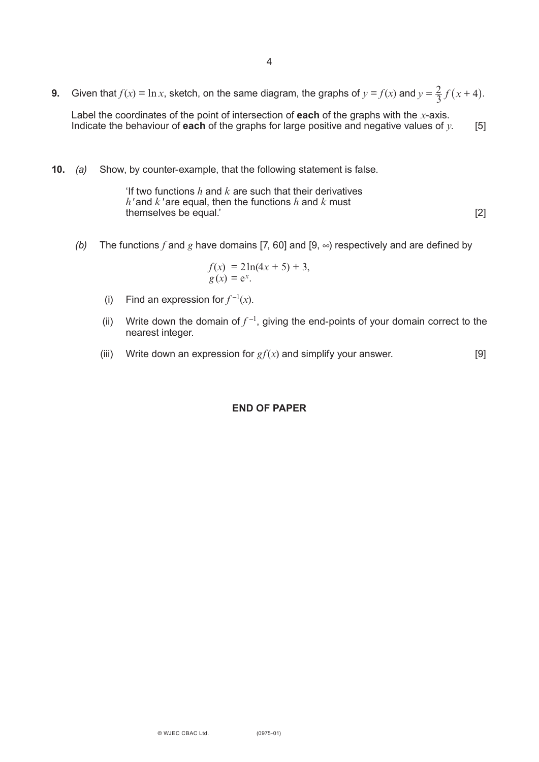**9.** Given that $f(x) = \ln x$, sketch, on the same diagram, the graphs of $y = f(x)$ and $y = \frac{2}{3} f(x + 4)$.

Label the coordinates of the point of intersection of **each** of the graphs with the $x$-axis.
Indicate the behaviour of **each** of the graphs for large positive and negative values of $y$. [5]

**10.** *(a)* Show, by counter-example, that the following statement is false.

'If two functions $h$ and $k$ are such that their derivatives $h'$ and $k'$ are equal, then the functions $h$ and $k$ must themselves be equal.' [2]

*(b)* The functions $f$ and $g$ have domains [7, 60] and [9, $\infty$) respectively and are defined by

$$f(x) = 2\ln(4x + 5) + 3,$$
$$g(x) = e^x.$$

(i) Find an expression for $f^{-1}(x)$.

(ii) Write down the domain of $f^{-1}$, giving the end-points of your domain correct to the nearest integer.

(iii) Write down an expression for $gf(x)$ and simplify your answer. [9]

**END OF PAPER**